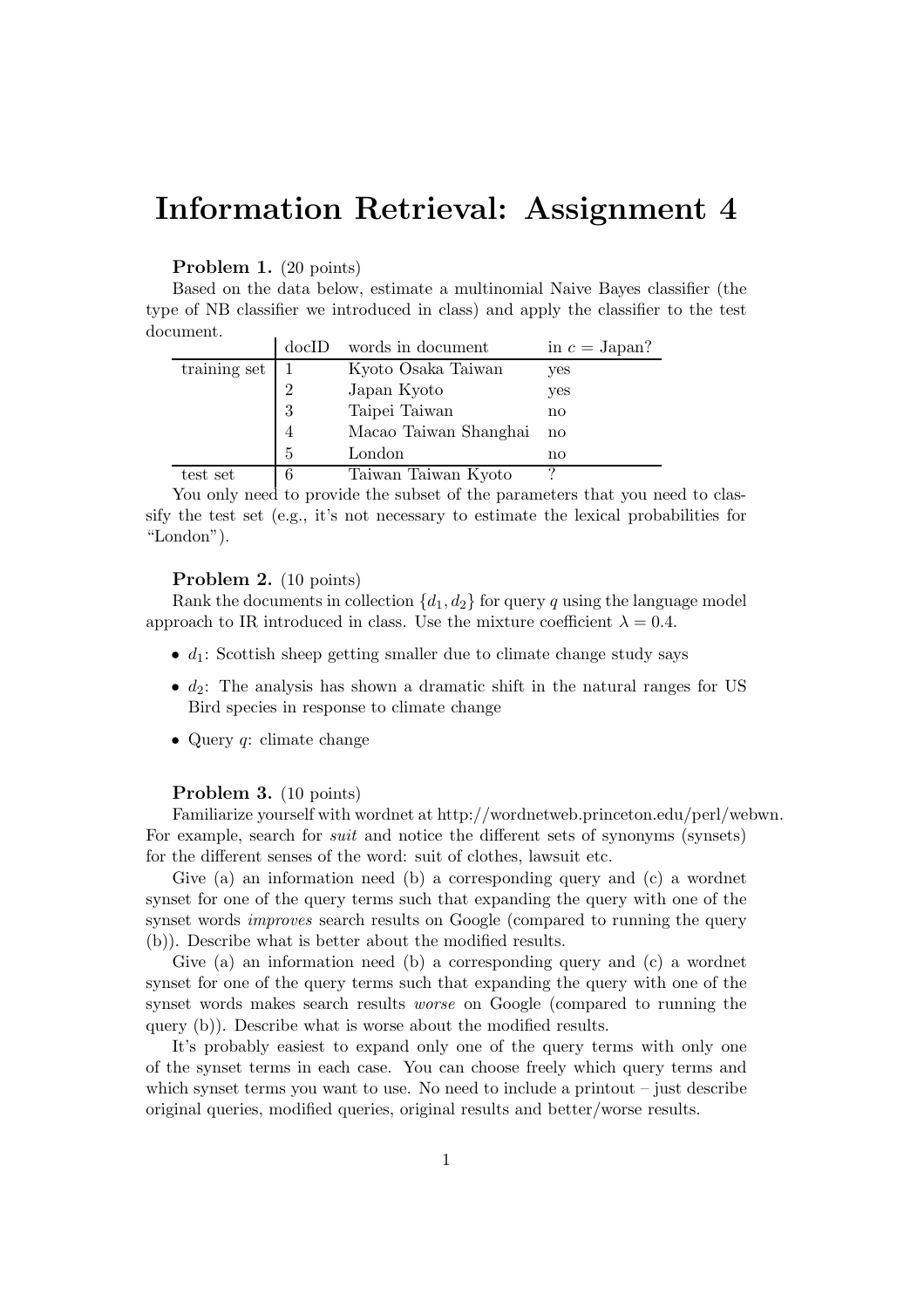# Information Retrieval: Assignment 4

**Problem 1.** (20 points)

Based on the data below, estimate a multinomial Naive Bayes classifier (the type of NB classifier we introduced in class) and apply the classifier to the test document.

| | docID | words in document | in $c$ = Japan? |
|---|---|---|---|
| training set | 1 | Kyoto Osaka Taiwan | yes |
| | 2 | Japan Kyoto | yes |
| | 3 | Taipei Taiwan | no |
| | 4 | Macao Taiwan Shanghai | no |
| | 5 | London | no |
| test set | 6 | Taiwan Taiwan Kyoto | ? |

You only need to provide the subset of the parameters that you need to classify the test set (e.g., it's not necessary to estimate the lexical probabilities for "London").

**Problem 2.** (10 points)

Rank the documents in collection $\{d_1, d_2\}$ for query $q$ using the language model approach to IR introduced in class. Use the mixture coefficient $\lambda = 0.4$.

- $d_1$: Scottish sheep getting smaller due to climate change study says
- $d_2$: The analysis has shown a dramatic shift in the natural ranges for US Bird species in response to climate change
- Query $q$: climate change

**Problem 3.** (10 points)

Familiarize yourself with wordnet at http://wordnetweb.princeton.edu/perl/webwn. For example, search for *suit* and notice the different sets of synonyms (synsets) for the different senses of the word: suit of clothes, lawsuit etc.

Give (a) an information need (b) a corresponding query and (c) a wordnet synset for one of the query terms such that expanding the query with one of the synset words *improves* search results on Google (compared to running the query (b)). Describe what is better about the modified results.

Give (a) an information need (b) a corresponding query and (c) a wordnet synset for one of the query terms such that expanding the query with one of the synset words makes search results *worse* on Google (compared to running the query (b)). Describe what is worse about the modified results.

It's probably easiest to expand only one of the query terms with only one of the synset terms in each case. You can choose freely which query terms and which synset terms you want to use. No need to include a printout – just describe original queries, modified queries, original results and better/worse results.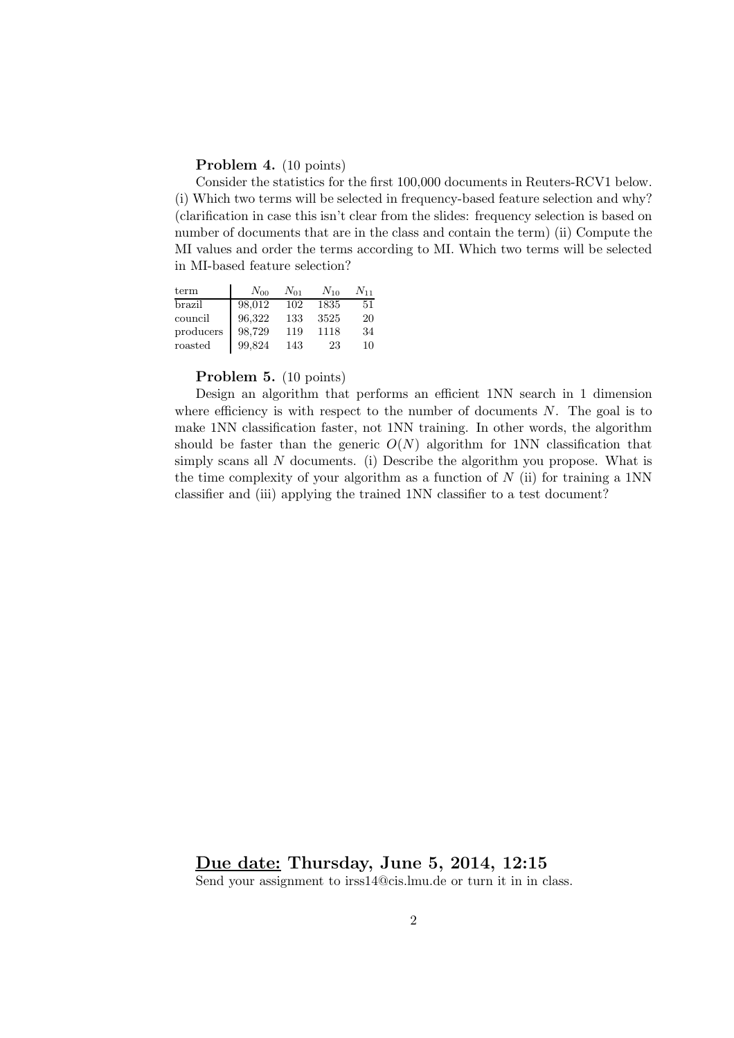**Problem 4.** (10 points)

Consider the statistics for the first 100,000 documents in Reuters-RCV1 below. (i) Which two terms will be selected in frequency-based feature selection and why? (clarification in case this isn't clear from the slides: frequency selection is based on number of documents that are in the class and contain the term) (ii) Compute the MI values and order the terms according to MI. Which two terms will be selected in MI-based feature selection?

| term | $N_{00}$ | $N_{01}$ | $N_{10}$ | $N_{11}$ |
|---|---|---|---|---|
| brazil | 98,012 | 102 | 1835 | 51 |
| council | 96,322 | 133 | 3525 | 20 |
| producers | 98,729 | 119 | 1118 | 34 |
| roasted | 99,824 | 143 | 23 | 10 |

**Problem 5.** (10 points)

Design an algorithm that performs an efficient 1NN search in 1 dimension where efficiency is with respect to the number of documents $N$. The goal is to make 1NN classification faster, not 1NN training. In other words, the algorithm should be faster than the generic $O(N)$ algorithm for 1NN classification that simply scans all $N$ documents. (i) Describe the algorithm you propose. What is the time complexity of your algorithm as a function of $N$ (ii) for training a 1NN classifier and (iii) applying the trained 1NN classifier to a test document?

<u>**Due date:**</u> **Thursday, June 5, 2014, 12:15**

Send your assignment to irss14@cis.lmu.de or turn it in in class.